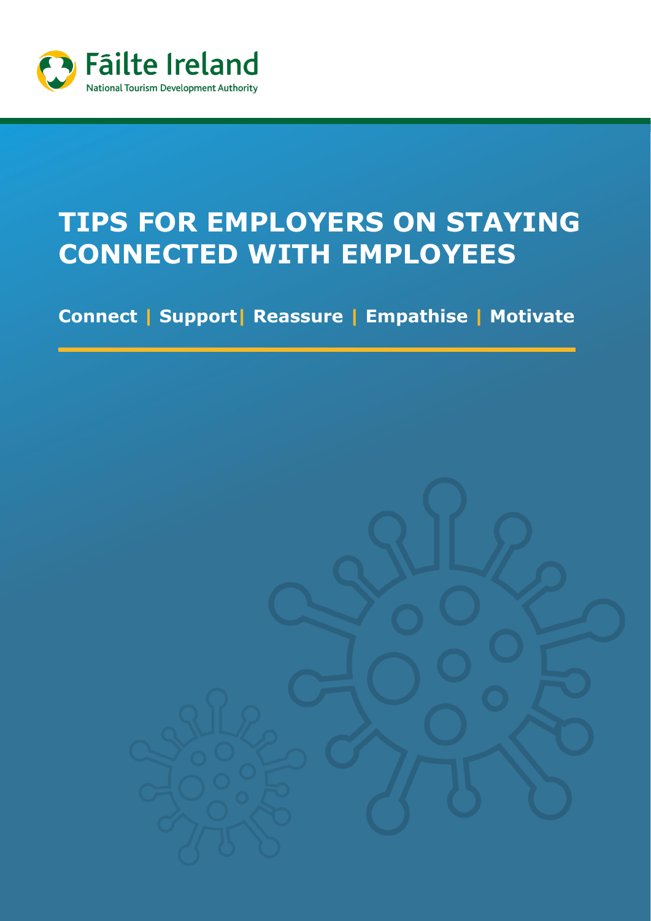Fāilte Ireland

National Tourism Development Authority

# TIPS FOR EMPLOYERS ON STAYING CONNECTED WITH EMPLOYEES

**Connect | Support| Reassure | Empathise | Motivate**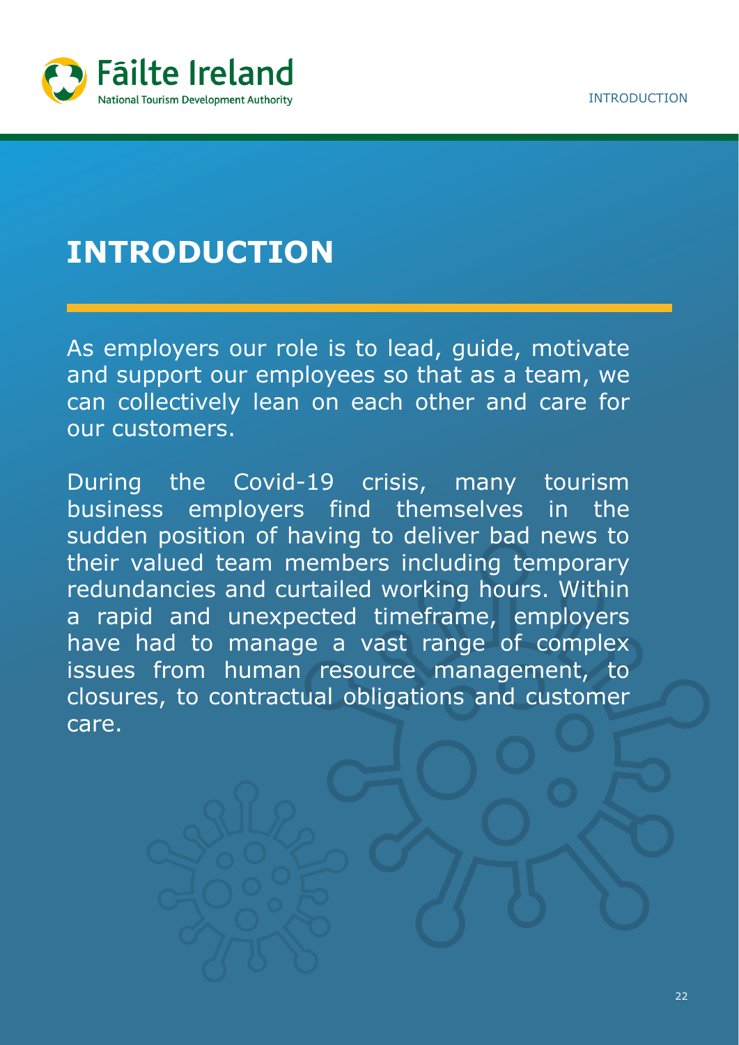# INTRODUCTION

As employers our role is to lead, guide, motivate and support our employees so that as a team, we can collectively lean on each other and care for our customers.

During the Covid-19 crisis, many tourism business employers find themselves in the sudden position of having to deliver bad news to their valued team members including temporary redundancies and curtailed working hours. Within a rapid and unexpected timeframe, employers have had to manage a vast range of complex issues from human resource management, to closures, to contractual obligations and customer care.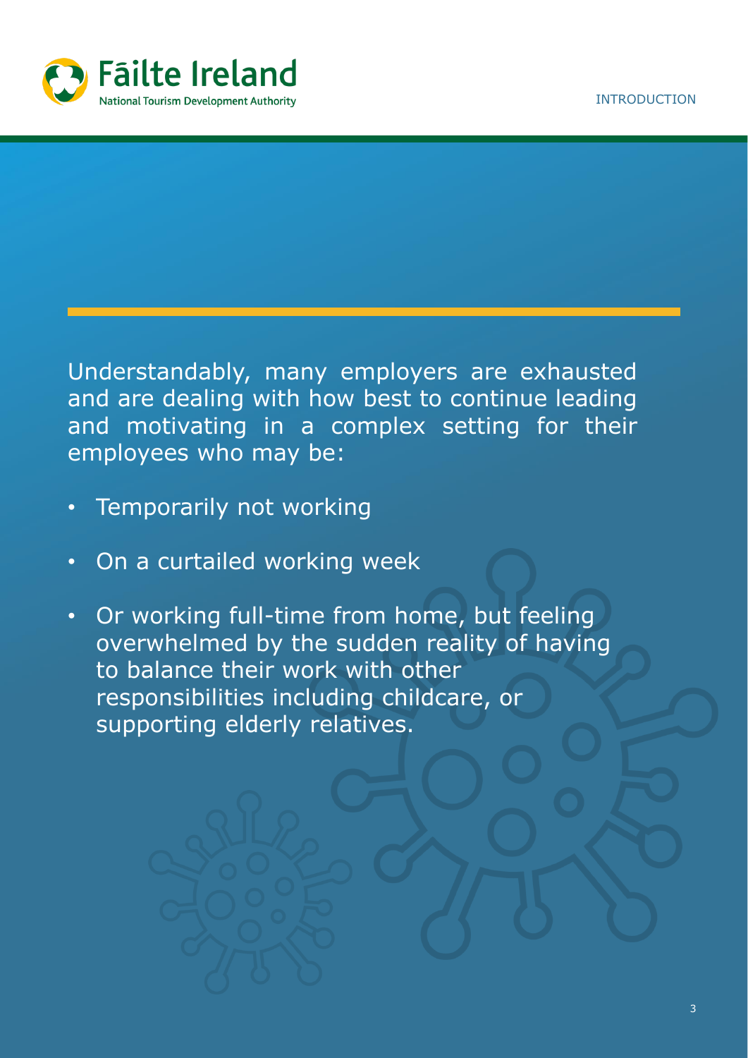Understandably, many employers are exhausted and are dealing with how best to continue leading and motivating in a complex setting for their employees who may be:

- Temporarily not working
- On a curtailed working week
- Or working full-time from home, but feeling overwhelmed by the sudden reality of having to balance their work with other responsibilities including childcare, or supporting elderly relatives.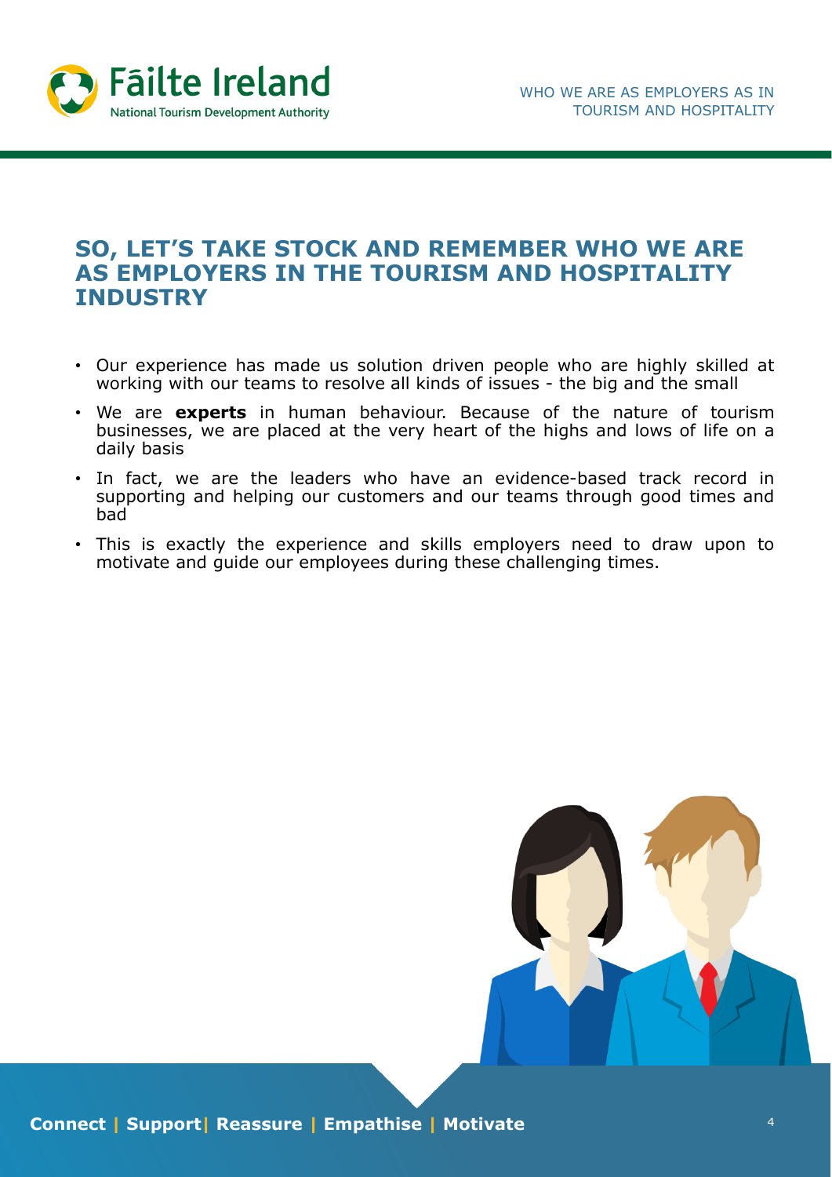## SO, LET'S TAKE STOCK AND REMEMBER WHO WE ARE AS EMPLOYERS IN THE TOURISM AND HOSPITALITY INDUSTRY

- Our experience has made us solution driven people who are highly skilled at working with our teams to resolve all kinds of issues - the big and the small
- We are **experts** in human behaviour. Because of the nature of tourism businesses, we are placed at the very heart of the highs and lows of life on a daily basis
- In fact, we are the leaders who have an evidence-based track record in supporting and helping our customers and our teams through good times and bad
- This is exactly the experience and skills employers need to draw upon to motivate and guide our employees during these challenging times.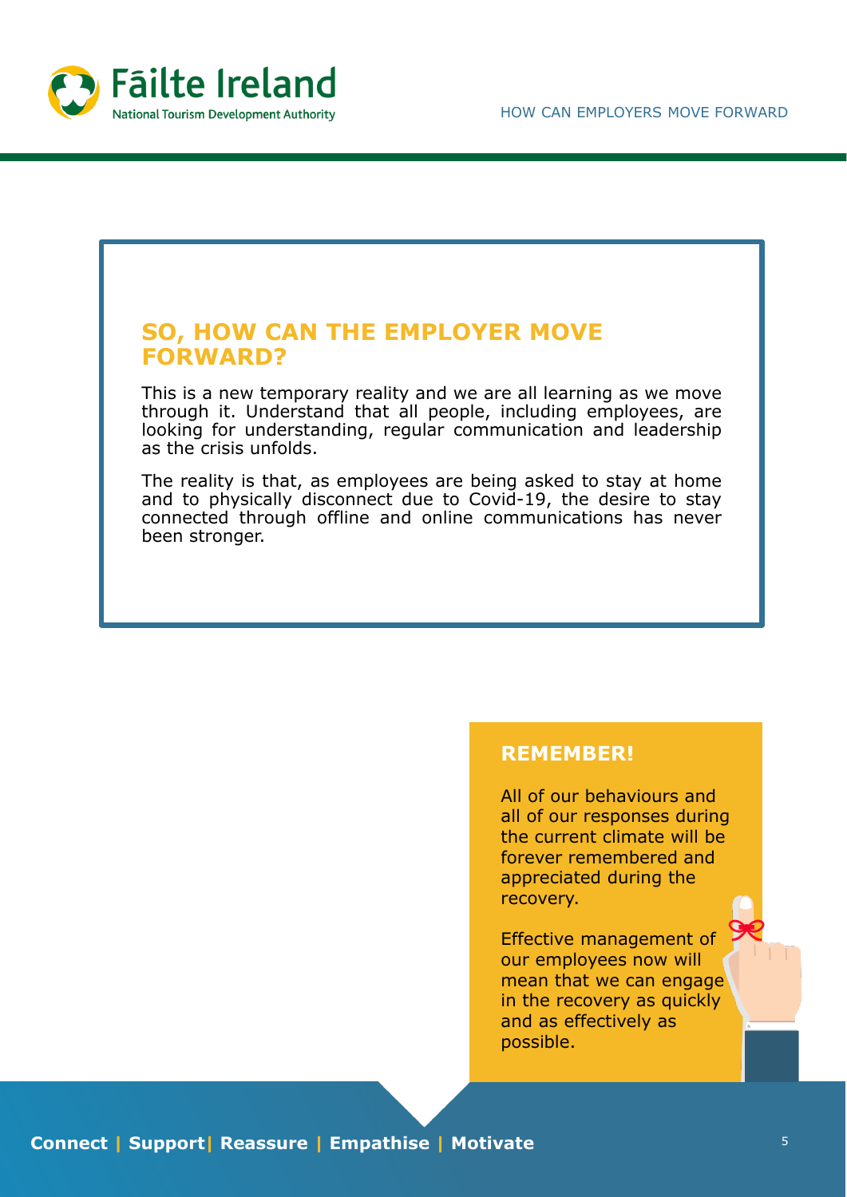## SO, HOW CAN THE EMPLOYER MOVE FORWARD?

This is a new temporary reality and we are all learning as we move through it. Understand that all people, including employees, are looking for understanding, regular communication and leadership as the crisis unfolds.

The reality is that, as employees are being asked to stay at home and to physically disconnect due to Covid-19, the desire to stay connected through offline and online communications has never been stronger.

### REMEMBER!

All of our behaviours and all of our responses during the current climate will be forever remembered and appreciated during the recovery.

Effective management of our employees now will mean that we can engage in the recovery as quickly and as effectively as possible.

**Connect | Support | Reassure | Empathise | Motivate**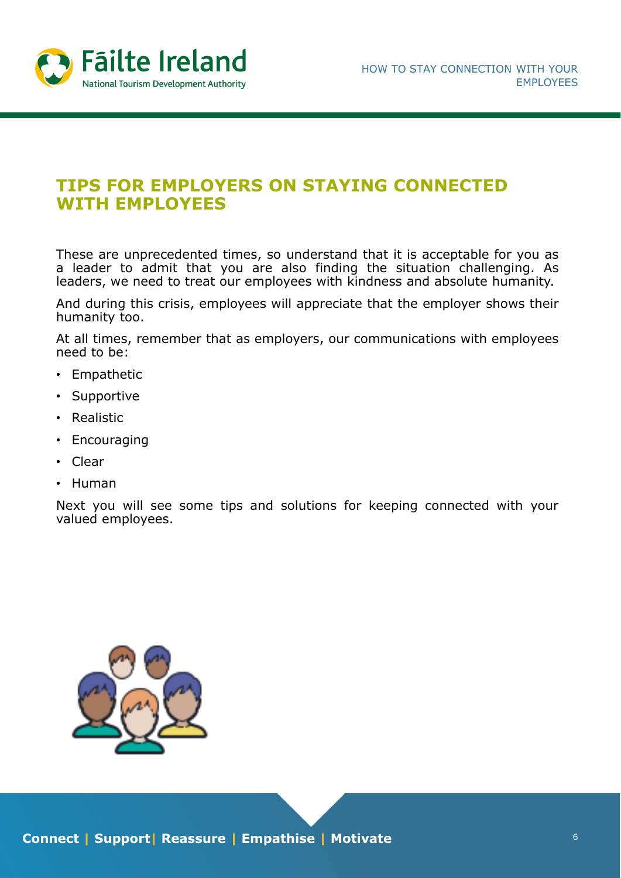# TIPS FOR EMPLOYERS ON STAYING CONNECTED WITH EMPLOYEES

These are unprecedented times, so understand that it is acceptable for you as a leader to admit that you are also finding the situation challenging. As leaders, we need to treat our employees with kindness and absolute humanity.

And during this crisis, employees will appreciate that the employer shows their humanity too.

At all times, remember that as employers, our communications with employees need to be:

- Empathetic
- Supportive
- Realistic
- Encouraging
- Clear
- Human

Next you will see some tips and solutions for keeping connected with your valued employees.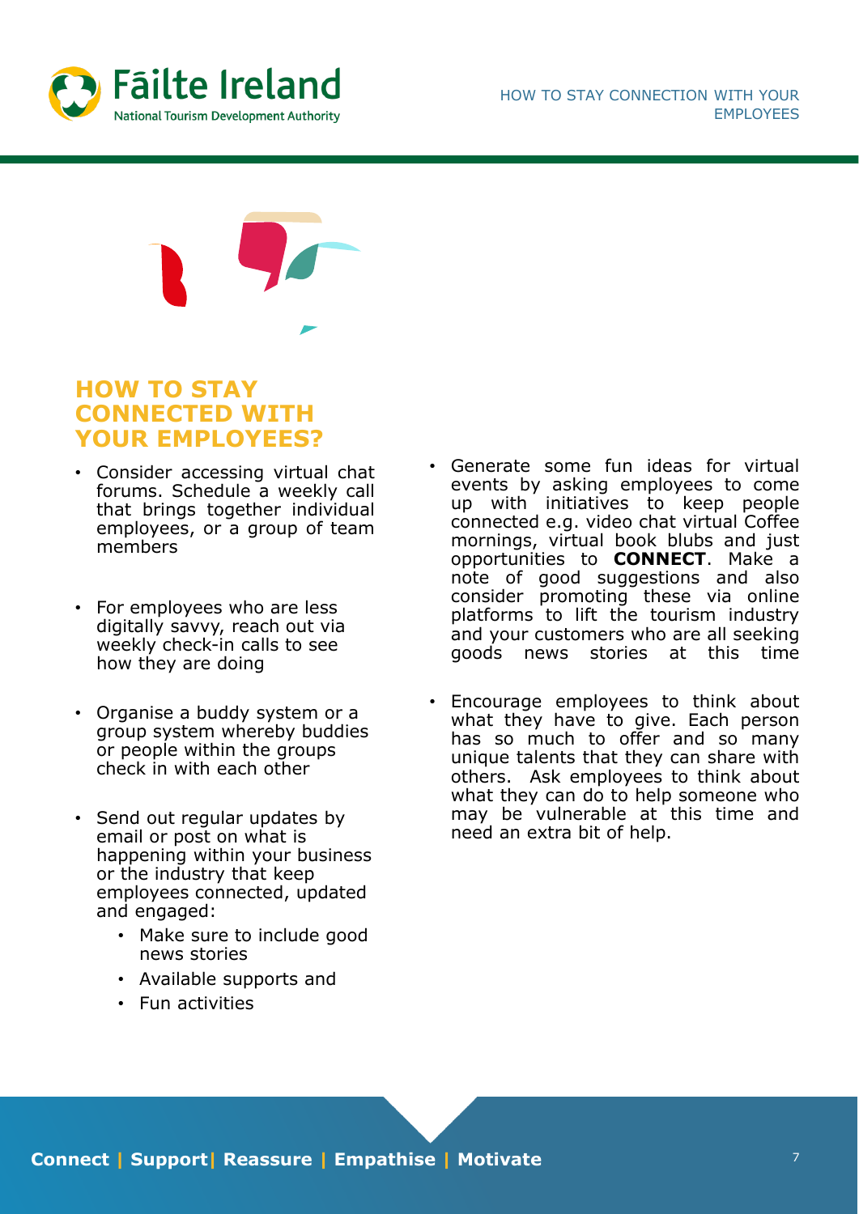## HOW TO STAY CONNECTED WITH YOUR EMPLOYEES?

- Consider accessing virtual chat forums. Schedule a weekly call that brings together individual employees, or a group of team members
- For employees who are less digitally savvy, reach out via weekly check-in calls to see how they are doing
- Organise a buddy system or a group system whereby buddies or people within the groups check in with each other
- Send out regular updates by email or post on what is happening within your business or the industry that keep employees connected, updated and engaged:
  - Make sure to include good news stories
  - Available supports and
  - Fun activities
- Generate some fun ideas for virtual events by asking employees to come up with initiatives to keep people connected e.g. video chat virtual Coffee mornings, virtual book blubs and just opportunities to **CONNECT**. Make a note of good suggestions and also consider promoting these via online platforms to lift the tourism industry and your customers who are all seeking goods news stories at this time
- Encourage employees to think about what they have to give. Each person has so much to offer and so many unique talents that they can share with others. Ask employees to think about what they can do to help someone who may be vulnerable at this time and need an extra bit of help.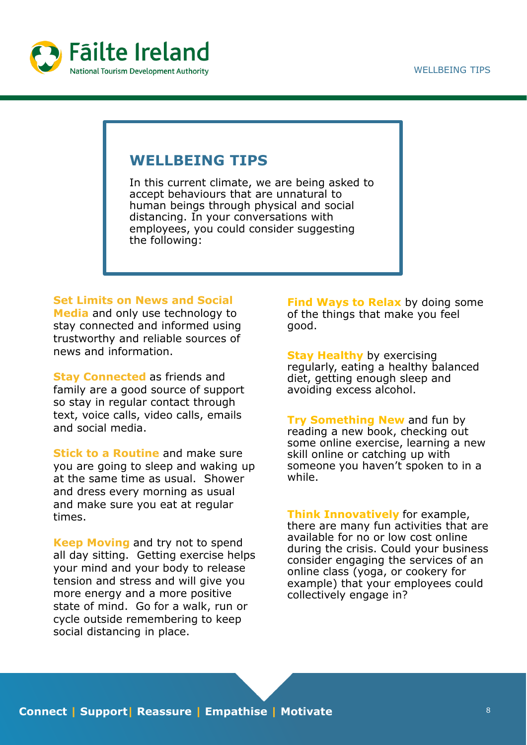## WELLBEING TIPS

In this current climate, we are being asked to accept behaviours that are unnatural to human beings through physical and social distancing. In your conversations with employees, you could consider suggesting the following:

**Set Limits on News and Social Media** and only use technology to stay connected and informed using trustworthy and reliable sources of news and information.

**Stay Connected** as friends and family are a good source of support so stay in regular contact through text, voice calls, video calls, emails and social media.

**Stick to a Routine** and make sure you are going to sleep and waking up at the same time as usual. Shower and dress every morning as usual and make sure you eat at regular times.

**Keep Moving** and try not to spend all day sitting. Getting exercise helps your mind and your body to release tension and stress and will give you more energy and a more positive state of mind. Go for a walk, run or cycle outside remembering to keep social distancing in place.

**Find Ways to Relax** by doing some of the things that make you feel good.

**Stay Healthy** by exercising regularly, eating a healthy balanced diet, getting enough sleep and avoiding excess alcohol.

**Try Something New** and fun by reading a new book, checking out some online exercise, learning a new skill online or catching up with someone you haven't spoken to in a while.

**Think Innovatively** for example, there are many fun activities that are available for no or low cost online during the crisis. Could your business consider engaging the services of an online class (yoga, or cookery for example) that your employees could collectively engage in?

**Connect | Support | Reassure | Empathise | Motivate**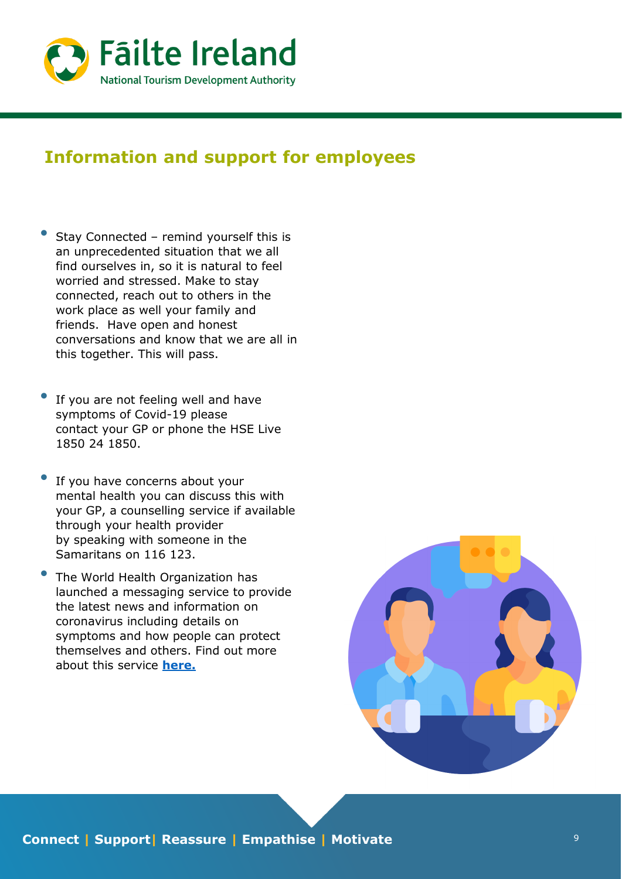## Information and support for employees

- Stay Connected – remind yourself this is an unprecedented situation that we all find ourselves in, so it is natural to feel worried and stressed. Make to stay connected, reach out to others in the work place as well your family and friends. Have open and honest conversations and know that we are all in this together. This will pass.

- If you are not feeling well and have symptoms of Covid-19 please contact your GP or phone the HSE Live 1850 24 1850.

- If you have concerns about your mental health you can discuss this with your GP, a counselling service if available through your health provider by speaking with someone in the Samaritans on 116 123.

- The World Health Organization has launched a messaging service to provide the latest news and information on coronavirus including details on symptoms and how people can protect themselves and others. Find out more about this service **here.**

**Connect | Support | Reassure | Empathise | Motivate**